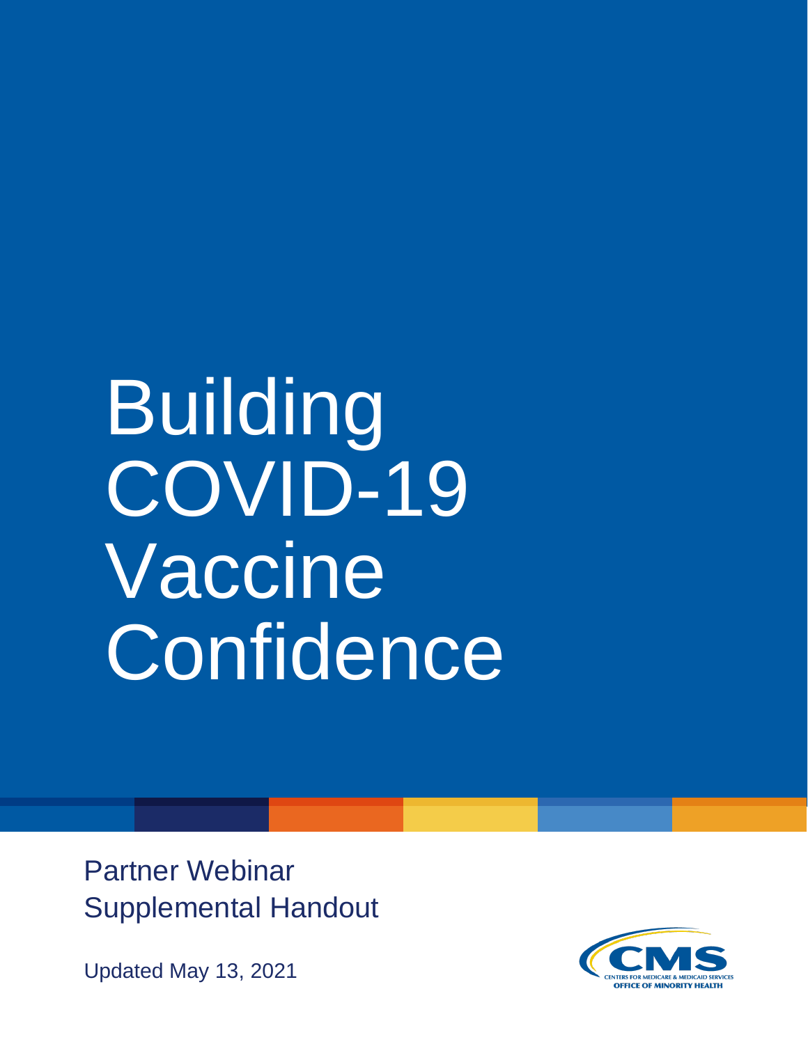# Building COVID-19 Vaccine Confidence

Partner Webinar
Supplemental Handout

Updated May 13, 2021

CMS
CENTERS FOR MEDICARE & MEDICAID SERVICES
OFFICE OF MINORITY HEALTH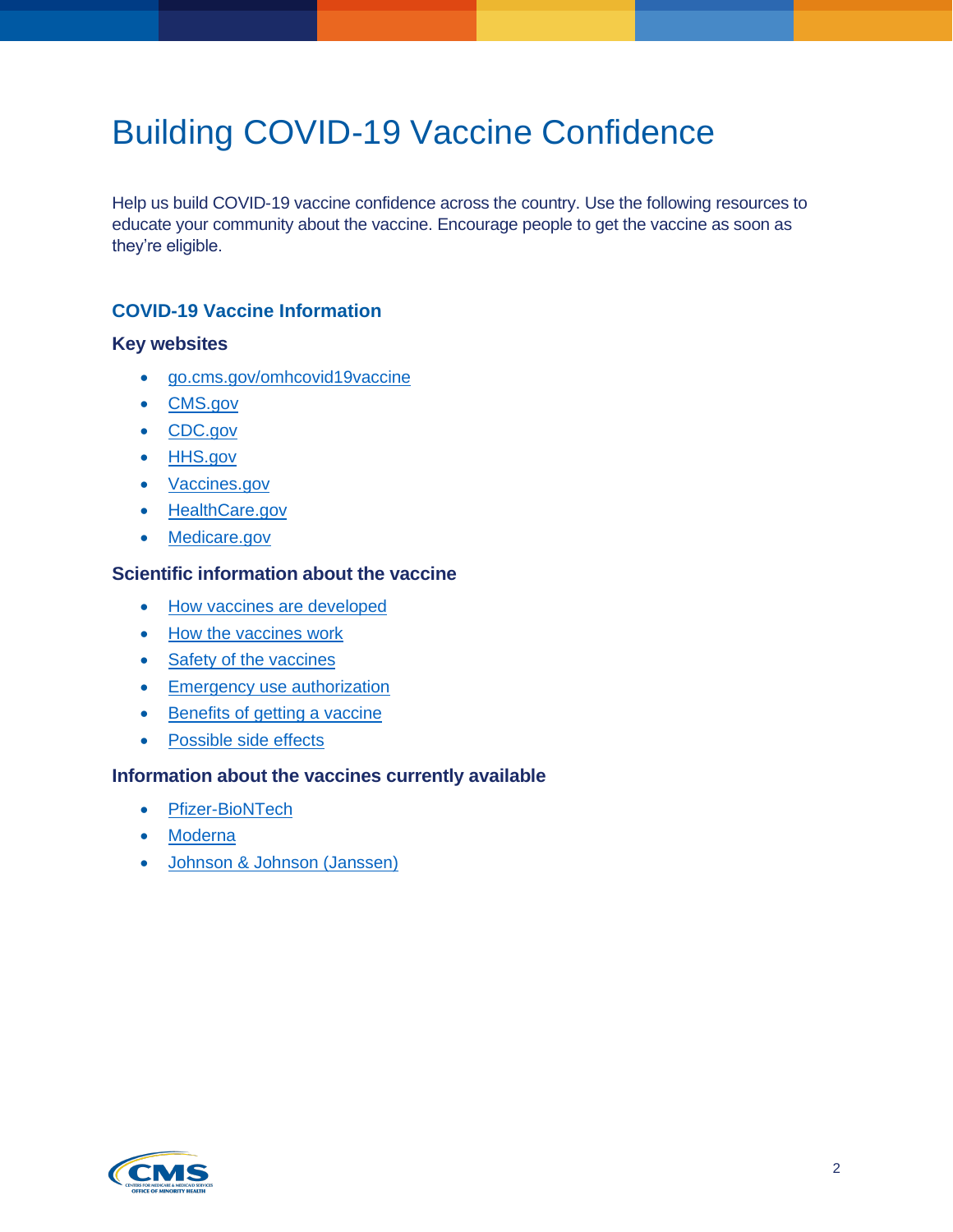# Building COVID-19 Vaccine Confidence

Help us build COVID-19 vaccine confidence across the country. Use the following resources to educate your community about the vaccine. Encourage people to get the vaccine as soon as they're eligible.

## COVID-19 Vaccine Information

### Key websites

- go.cms.gov/omhcovid19vaccine
- CMS.gov
- CDC.gov
- HHS.gov
- Vaccines.gov
- HealthCare.gov
- Medicare.gov

### Scientific information about the vaccine

- How vaccines are developed
- How the vaccines work
- Safety of the vaccines
- Emergency use authorization
- Benefits of getting a vaccine
- Possible side effects

### Information about the vaccines currently available

- Pfizer-BioNTech
- Moderna
- Johnson & Johnson (Janssen)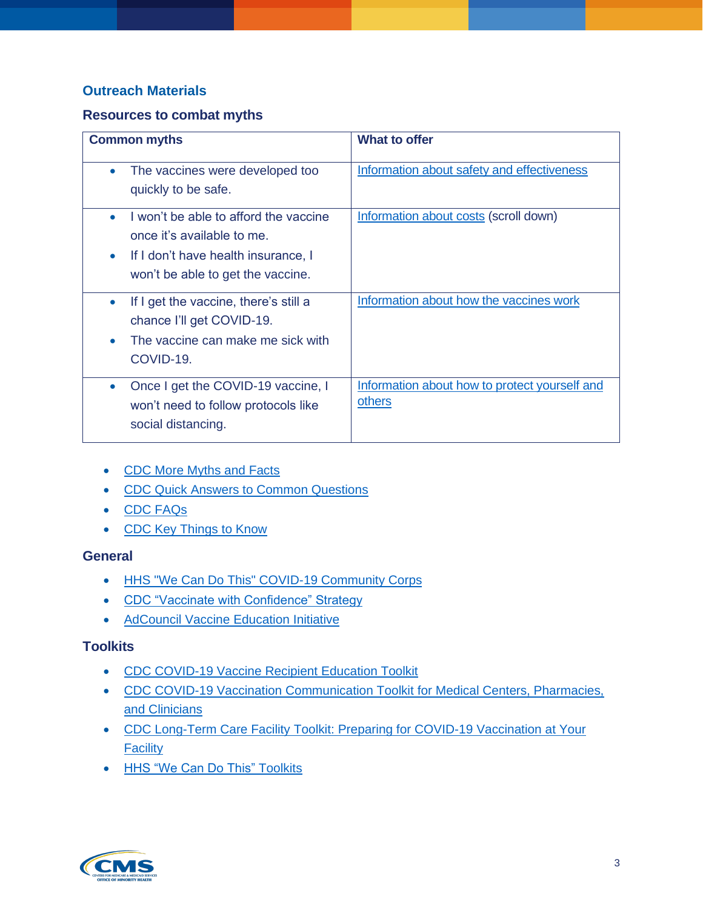## Outreach Materials

### Resources to combat myths

| Common myths | What to offer |
|---|---|
| • The vaccines were developed too quickly to be safe. | Information about safety and effectiveness |
| • I won't be able to afford the vaccine once it's available to me.<br>• If I don't have health insurance, I won't be able to get the vaccine. | Information about costs (scroll down) |
| • If I get the vaccine, there's still a chance I'll get COVID-19.<br>• The vaccine can make me sick with COVID-19. | Information about how the vaccines work |
| • Once I get the COVID-19 vaccine, I won't need to follow protocols like social distancing. | Information about how to protect yourself and others |

- CDC More Myths and Facts
- CDC Quick Answers to Common Questions
- CDC FAQs
- CDC Key Things to Know

### General

- HHS "We Can Do This" COVID-19 Community Corps
- CDC "Vaccinate with Confidence" Strategy
- AdCouncil Vaccine Education Initiative

### Toolkits

- CDC COVID-19 Vaccine Recipient Education Toolkit
- CDC COVID-19 Vaccination Communication Toolkit for Medical Centers, Pharmacies, and Clinicians
- CDC Long-Term Care Facility Toolkit: Preparing for COVID-19 Vaccination at Your Facility
- HHS "We Can Do This" Toolkits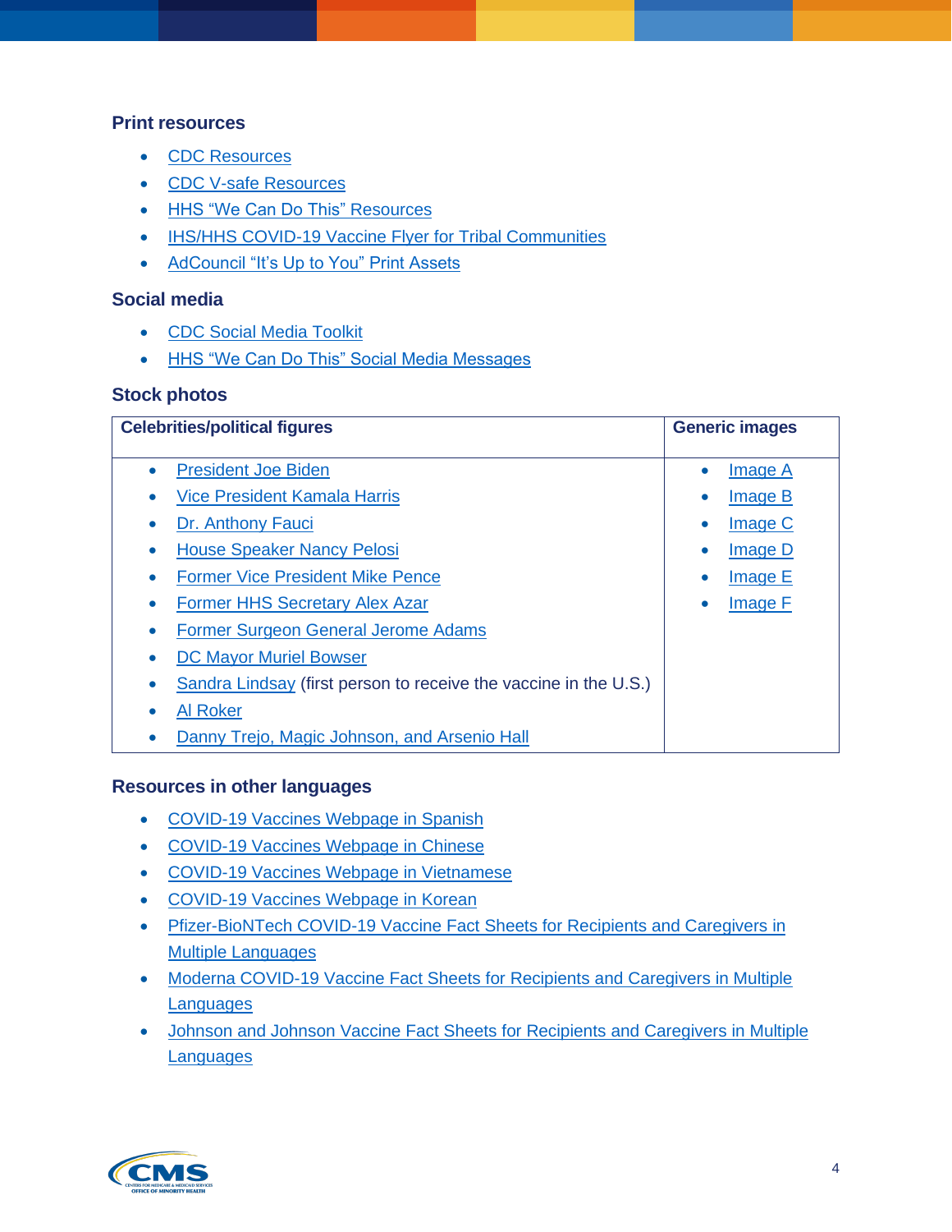### Print resources

- CDC Resources
- CDC V-safe Resources
- HHS "We Can Do This" Resources
- IHS/HHS COVID-19 Vaccine Flyer for Tribal Communities
- AdCouncil "It's Up to You" Print Assets

### Social media

- CDC Social Media Toolkit
- HHS "We Can Do This" Social Media Messages

### Stock photos

| Celebrities/political figures | Generic images |
| --- | --- |
| • President Joe Biden<br>• Vice President Kamala Harris<br>• Dr. Anthony Fauci<br>• House Speaker Nancy Pelosi<br>• Former Vice President Mike Pence<br>• Former HHS Secretary Alex Azar<br>• Former Surgeon General Jerome Adams<br>• DC Mayor Muriel Bowser<br>• Sandra Lindsay (first person to receive the vaccine in the U.S.)<br>• Al Roker<br>• Danny Trejo, Magic Johnson, and Arsenio Hall | • Image A<br>• Image B<br>• Image C<br>• Image D<br>• Image E<br>• Image F |

### Resources in other languages

- COVID-19 Vaccines Webpage in Spanish
- COVID-19 Vaccines Webpage in Chinese
- COVID-19 Vaccines Webpage in Vietnamese
- COVID-19 Vaccines Webpage in Korean
- Pfizer-BioNTech COVID-19 Vaccine Fact Sheets for Recipients and Caregivers in Multiple Languages
- Moderna COVID-19 Vaccine Fact Sheets for Recipients and Caregivers in Multiple Languages
- Johnson and Johnson Vaccine Fact Sheets for Recipients and Caregivers in Multiple Languages